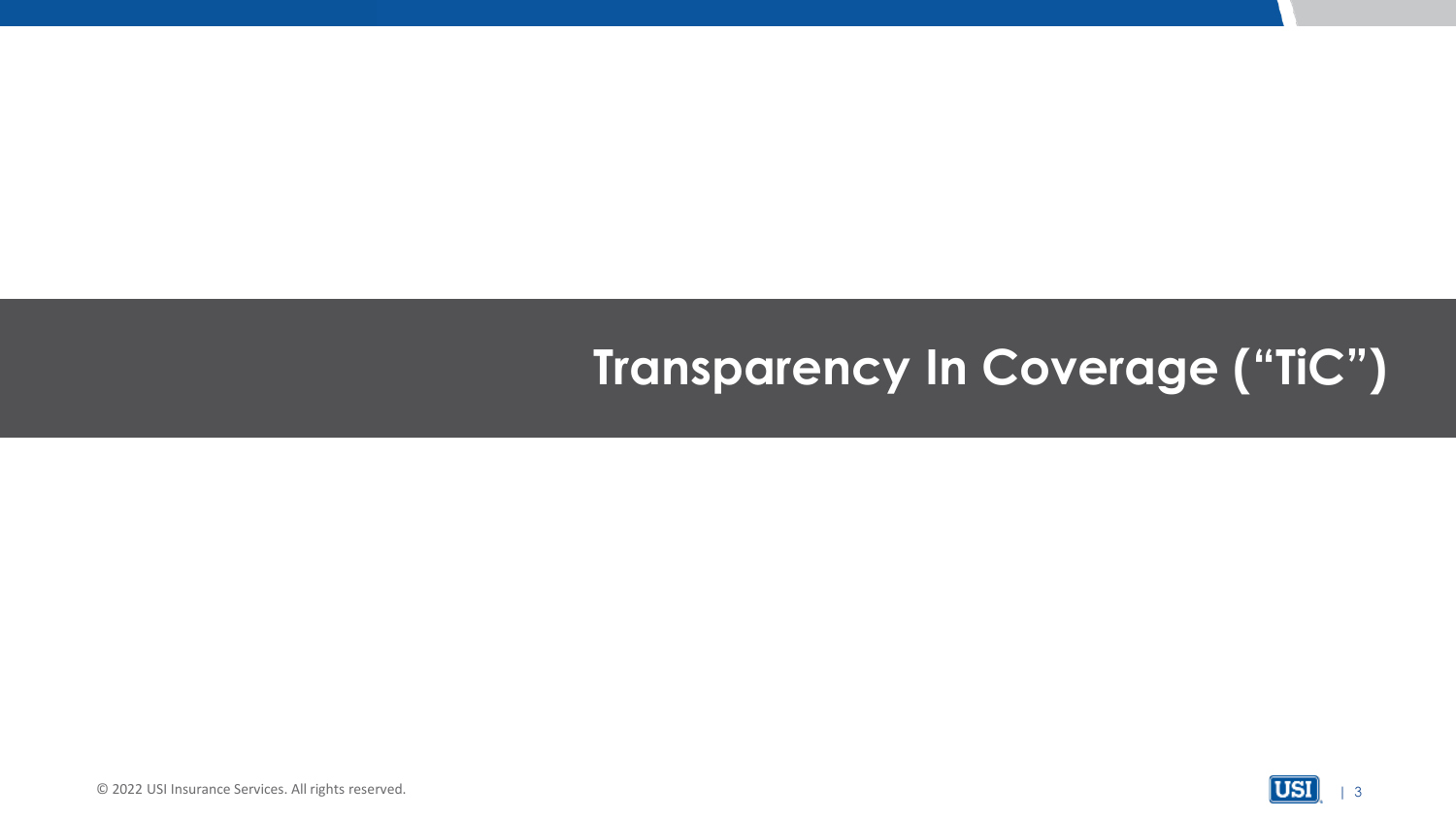# Transparency In Coverage (“TiC”)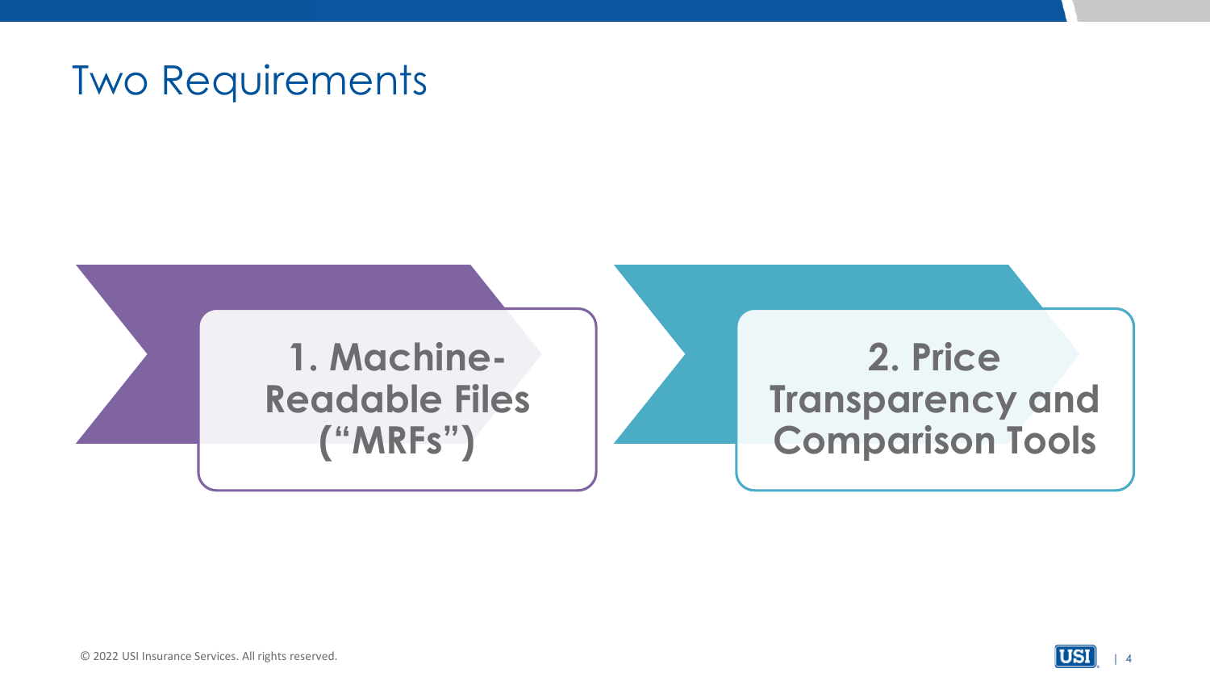# Two Requirements

1. **Machine-Readable Files (“MRFs”)**
2. **Price Transparency and Comparison Tools**

© 2022 USI Insurance Services. All rights reserved.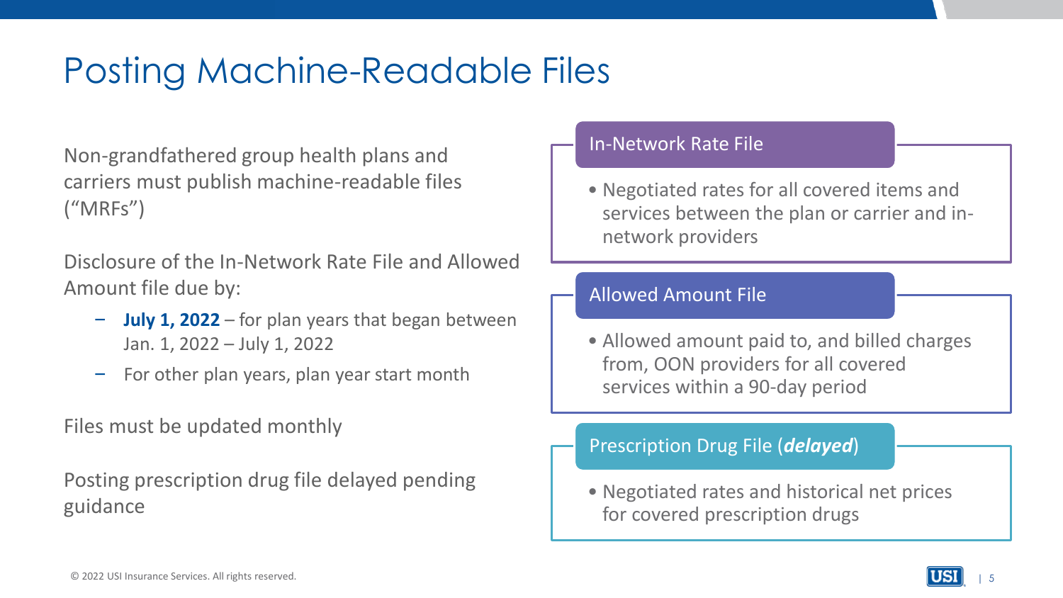# Posting Machine-Readable Files

Non-grandfathered group health plans and carriers must publish machine-readable files (“MRFs”)

Disclosure of the In-Network Rate File and Allowed Amount file due by:

- **July 1, 2022** – for plan years that began between Jan. 1, 2022 – July 1, 2022
- For other plan years, plan year start month

Files must be updated monthly

Posting prescription drug file delayed pending guidance

### In-Network Rate File

- Negotiated rates for all covered items and services between the plan or carrier and in-network providers

### Allowed Amount File

- Allowed amount paid to, and billed charges from, OON providers for all covered services within a 90-day period

### Prescription Drug File (***delayed***)

- Negotiated rates and historical net prices for covered prescription drugs

© 2022 USI Insurance Services. All rights reserved.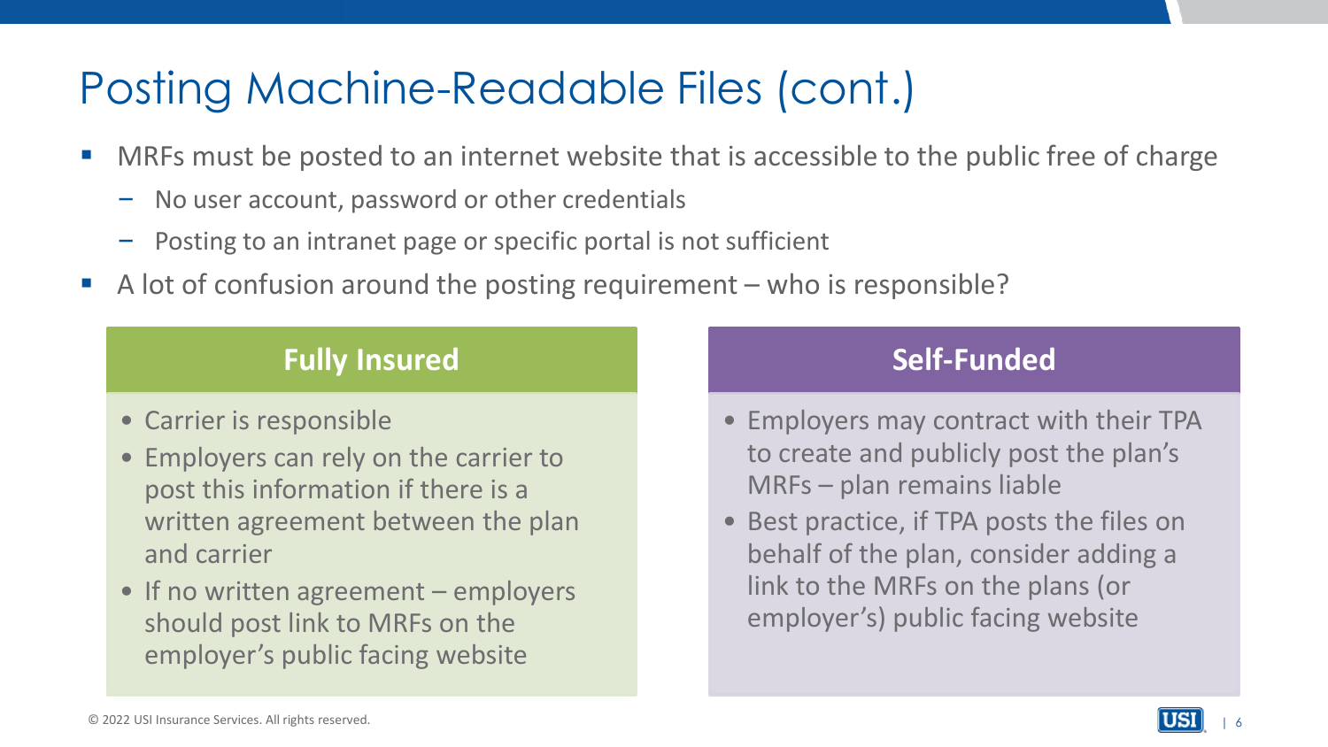# Posting Machine-Readable Files (cont.)

- MRFs must be posted to an internet website that is accessible to the public free of charge
  - No user account, password or other credentials
  - Posting to an intranet page or specific portal is not sufficient
- A lot of confusion around the posting requirement – who is responsible?

### Fully Insured

- Carrier is responsible
- Employers can rely on the carrier to post this information if there is a written agreement between the plan and carrier
- If no written agreement – employers should post link to MRFs on the employer's public facing website

### Self-Funded

- Employers may contract with their TPA to create and publicly post the plan's MRFs – plan remains liable
- Best practice, if TPA posts the files on behalf of the plan, consider adding a link to the MRFs on the plans (or employer's) public facing website

© 2022 USI Insurance Services. All rights reserved.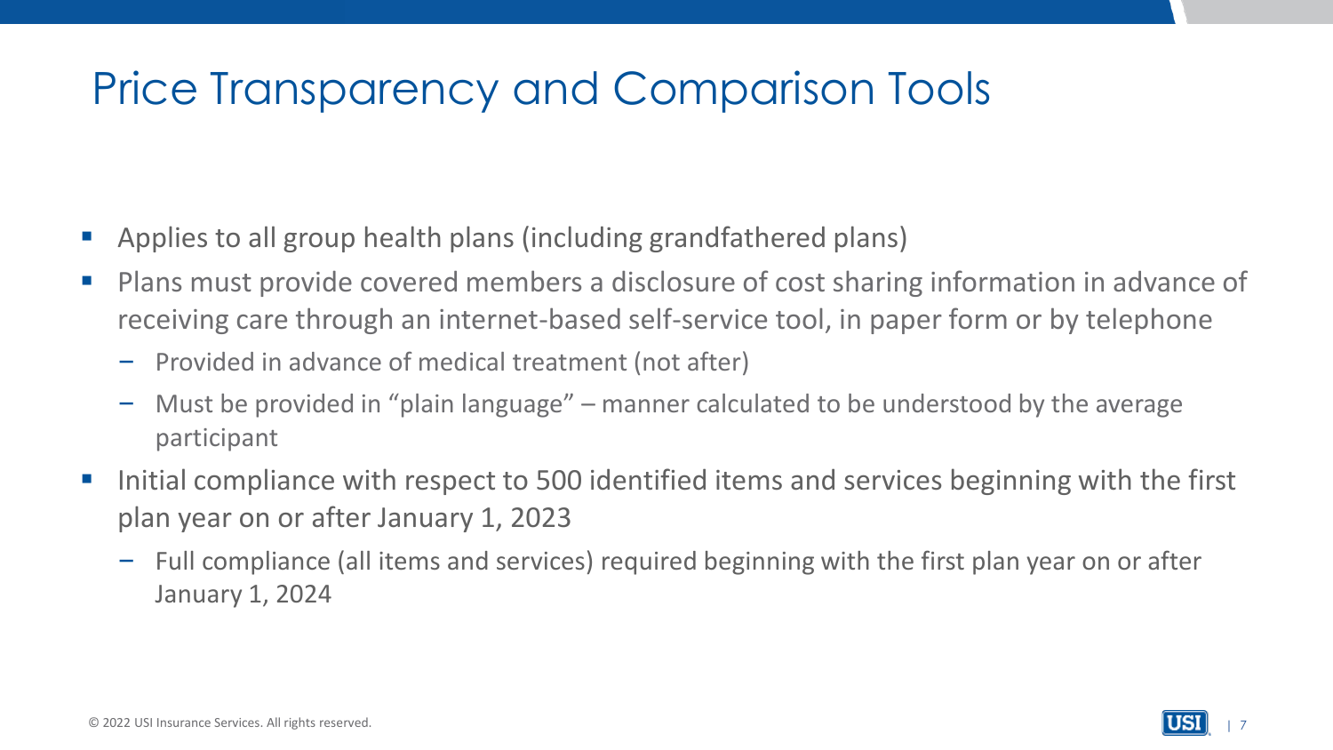# Price Transparency and Comparison Tools

- Applies to all group health plans (including grandfathered plans)
- Plans must provide covered members a disclosure of cost sharing information in advance of receiving care through an internet-based self-service tool, in paper form or by telephone
  - Provided in advance of medical treatment (not after)
  - Must be provided in "plain language" – manner calculated to be understood by the average participant
- Initial compliance with respect to 500 identified items and services beginning with the first plan year on or after January 1, 2023
  - Full compliance (all items and services) required beginning with the first plan year on or after January 1, 2024

© 2022 USI Insurance Services. All rights reserved.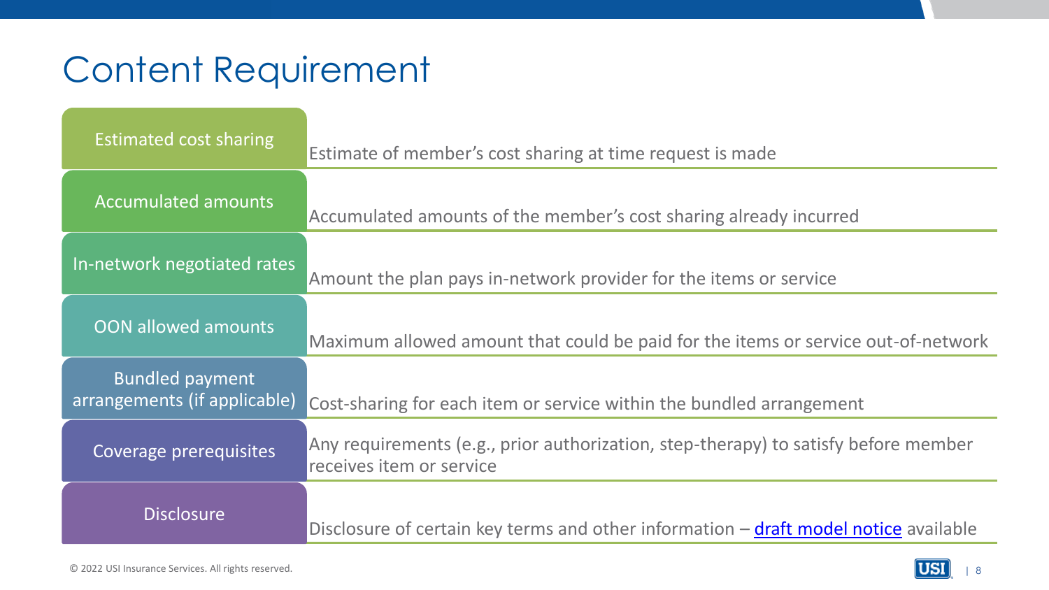# Content Requirement

| Requirement | Description |
|---|---|
| Estimated cost sharing | Estimate of member's cost sharing at time request is made |
| Accumulated amounts | Accumulated amounts of the member's cost sharing already incurred |
| In-network negotiated rates | Amount the plan pays in-network provider for the items or service |
| OON allowed amounts | Maximum allowed amount that could be paid for the items or service out-of-network |
| Bundled payment arrangements (if applicable) | Cost-sharing for each item or service within the bundled arrangement |
| Coverage prerequisites | Any requirements (e.g., prior authorization, step-therapy) to satisfy before member receives item or service |
| Disclosure | Disclosure of certain key terms and other information – draft model notice available |

© 2022 USI Insurance Services. All rights reserved.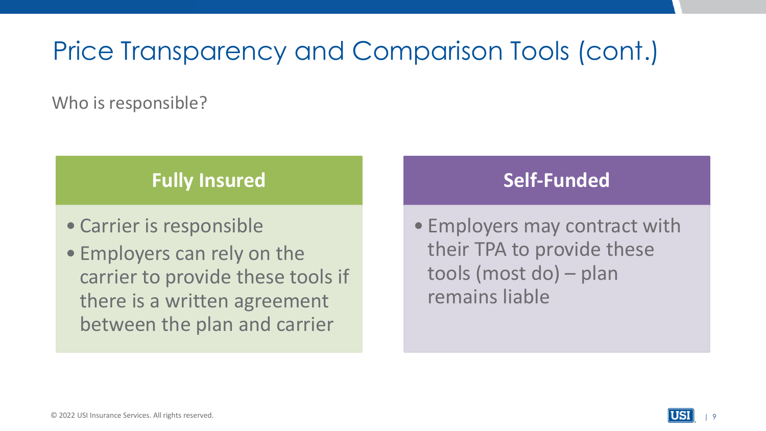# Price Transparency and Comparison Tools (cont.)

Who is responsible?

### Fully Insured

- Carrier is responsible
- Employers can rely on the carrier to provide these tools if there is a written agreement between the plan and carrier

### Self-Funded

- Employers may contract with their TPA to provide these tools (most do) – plan remains liable

© 2022 USI Insurance Services. All rights reserved.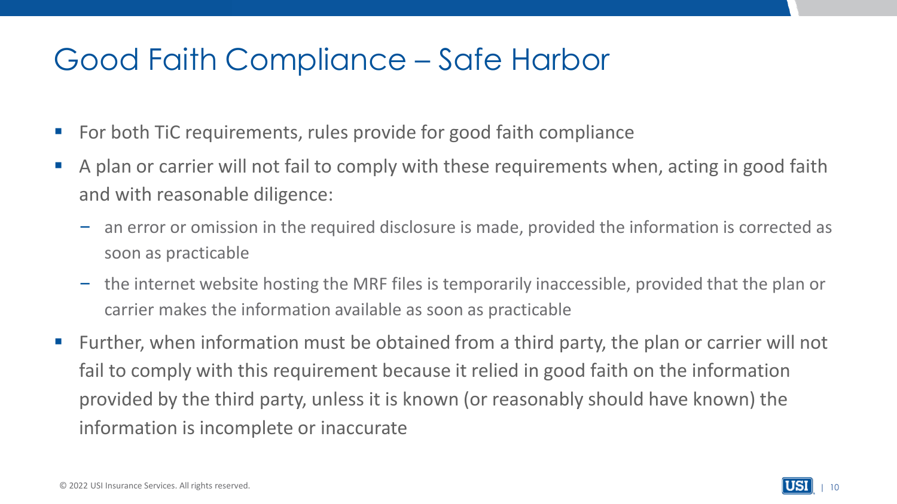# Good Faith Compliance – Safe Harbor

- For both TiC requirements, rules provide for good faith compliance
- A plan or carrier will not fail to comply with these requirements when, acting in good faith and with reasonable diligence:
  - an error or omission in the required disclosure is made, provided the information is corrected as soon as practicable
  - the internet website hosting the MRF files is temporarily inaccessible, provided that the plan or carrier makes the information available as soon as practicable
- Further, when information must be obtained from a third party, the plan or carrier will not fail to comply with this requirement because it relied in good faith on the information provided by the third party, unless it is known (or reasonably should have known) the information is incomplete or inaccurate

© 2022 USI Insurance Services. All rights reserved.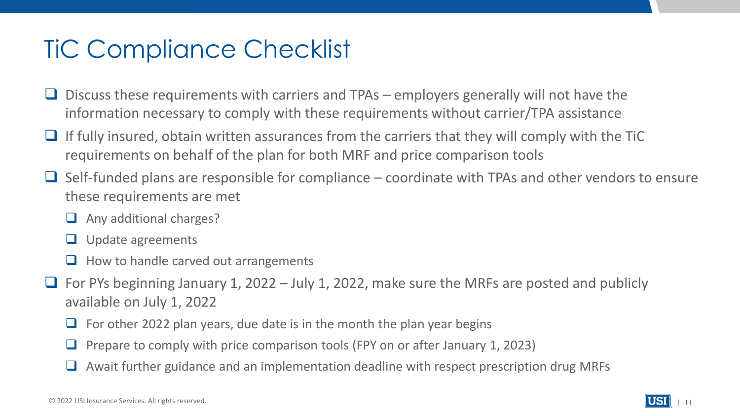# TiC Compliance Checklist

- ❑ Discuss these requirements with carriers and TPAs – employers generally will not have the information necessary to comply with these requirements without carrier/TPA assistance
- ❑ If fully insured, obtain written assurances from the carriers that they will comply with the TiC requirements on behalf of the plan for both MRF and price comparison tools
- ❑ Self-funded plans are responsible for compliance – coordinate with TPAs and other vendors to ensure these requirements are met
  - ❑ Any additional charges?
  - ❑ Update agreements
  - ❑ How to handle carved out arrangements
- ❑ For PYs beginning January 1, 2022 – July 1, 2022, make sure the MRFs are posted and publicly available on July 1, 2022
  - ❑ For other 2022 plan years, due date is in the month the plan year begins
  - ❑ Prepare to comply with price comparison tools (FPY on or after January 1, 2023)
  - ❑ Await further guidance and an implementation deadline with respect prescription drug MRFs

© 2022 USI Insurance Services. All rights reserved.